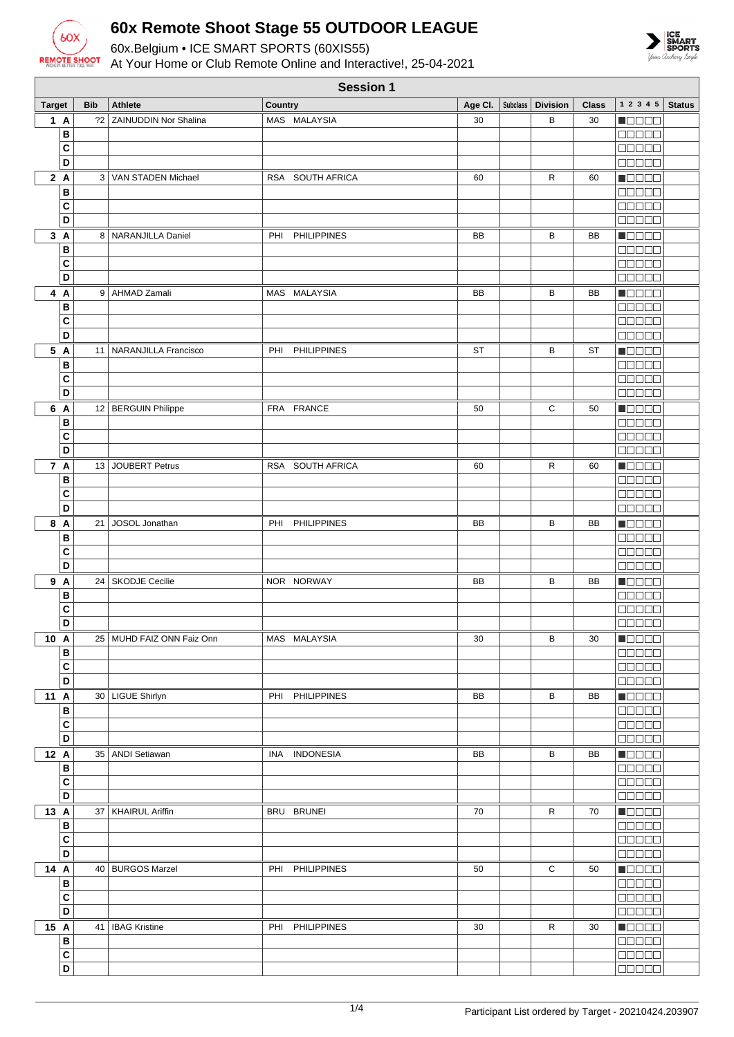# 60x Remote Shoot Stage 55 OUTDOOR LEAGUE

60x.Belgium • ICE SMART SPORTS (60XIS55)

At Your Home or Club Remote Online and Interactive!, 25-04-2021

## Session 1

| Target | Bib | Athlete | Country | Age Cl. | Subclass | Division | Class | 1 2 3 4 5 | Status |
|---|---|---|---|---|---|---|---|---|---|
| 1 A | ?2 | ZAINUDDIN Nor Shalina | MAS MALAYSIA | 30 | | B | 30 | ■□□□□ | |
| B | | | | | | | | □□□□□ | |
| C | | | | | | | | □□□□□ | |
| D | | | | | | | | □□□□□ | |
| 2 A | 3 | VAN STADEN Michael | RSA SOUTH AFRICA | 60 | | R | 60 | ■□□□□ | |
| B | | | | | | | | □□□□□ | |
| C | | | | | | | | □□□□□ | |
| D | | | | | | | | □□□□□ | |
| 3 A | 8 | NARANJILLA Daniel | PHI PHILIPPINES | BB | | B | BB | ■□□□□ | |
| B | | | | | | | | □□□□□ | |
| C | | | | | | | | □□□□□ | |
| D | | | | | | | | □□□□□ | |
| 4 A | 9 | AHMAD Zamali | MAS MALAYSIA | BB | | B | BB | ■□□□□ | |
| B | | | | | | | | □□□□□ | |
| C | | | | | | | | □□□□□ | |
| D | | | | | | | | □□□□□ | |
| 5 A | 11 | NARANJILLA Francisco | PHI PHILIPPINES | ST | | B | ST | ■□□□□ | |
| B | | | | | | | | □□□□□ | |
| C | | | | | | | | □□□□□ | |
| D | | | | | | | | □□□□□ | |
| 6 A | 12 | BERGUIN Philippe | FRA FRANCE | 50 | | C | 50 | ■□□□□ | |
| B | | | | | | | | □□□□□ | |
| C | | | | | | | | □□□□□ | |
| D | | | | | | | | □□□□□ | |
| 7 A | 13 | JOUBERT Petrus | RSA SOUTH AFRICA | 60 | | R | 60 | ■□□□□ | |
| B | | | | | | | | □□□□□ | |
| C | | | | | | | | □□□□□ | |
| D | | | | | | | | □□□□□ | |
| 8 A | 21 | JOSOL Jonathan | PHI PHILIPPINES | BB | | B | BB | ■□□□□ | |
| B | | | | | | | | □□□□□ | |
| C | | | | | | | | □□□□□ | |
| D | | | | | | | | □□□□□ | |
| 9 A | 24 | SKODJE Cecilie | NOR NORWAY | BB | | B | BB | ■□□□□ | |
| B | | | | | | | | □□□□□ | |
| C | | | | | | | | □□□□□ | |
| D | | | | | | | | □□□□□ | |
| 10 A | 25 | MUHD FAIZ ONN Faiz Onn | MAS MALAYSIA | 30 | | B | 30 | ■□□□□ | |
| B | | | | | | | | □□□□□ | |
| C | | | | | | | | □□□□□ | |
| D | | | | | | | | □□□□□ | |
| 11 A | 30 | LIGUE Shirlyn | PHI PHILIPPINES | BB | | B | BB | ■□□□□ | |
| B | | | | | | | | □□□□□ | |
| C | | | | | | | | □□□□□ | |
| D | | | | | | | | □□□□□ | |
| 12 A | 35 | ANDI Setiawan | INA INDONESIA | BB | | B | BB | ■□□□□ | |
| B | | | | | | | | □□□□□ | |
| C | | | | | | | | □□□□□ | |
| D | | | | | | | | □□□□□ | |
| 13 A | 37 | KHAIRUL Ariffin | BRU BRUNEI | 70 | | R | 70 | ■□□□□ | |
| B | | | | | | | | □□□□□ | |
| C | | | | | | | | □□□□□ | |
| D | | | | | | | | □□□□□ | |
| 14 A | 40 | BURGOS Marzel | PHI PHILIPPINES | 50 | | C | 50 | ■□□□□ | |
| B | | | | | | | | □□□□□ | |
| C | | | | | | | | □□□□□ | |
| D | | | | | | | | □□□□□ | |
| 15 A | 41 | IBAG Kristine | PHI PHILIPPINES | 30 | | R | 30 | ■□□□□ | |
| B | | | | | | | | □□□□□ | |
| C | | | | | | | | □□□□□ | |
| D | | | | | | | | □□□□□ | |

Participant List ordered by Target - 20210424.203907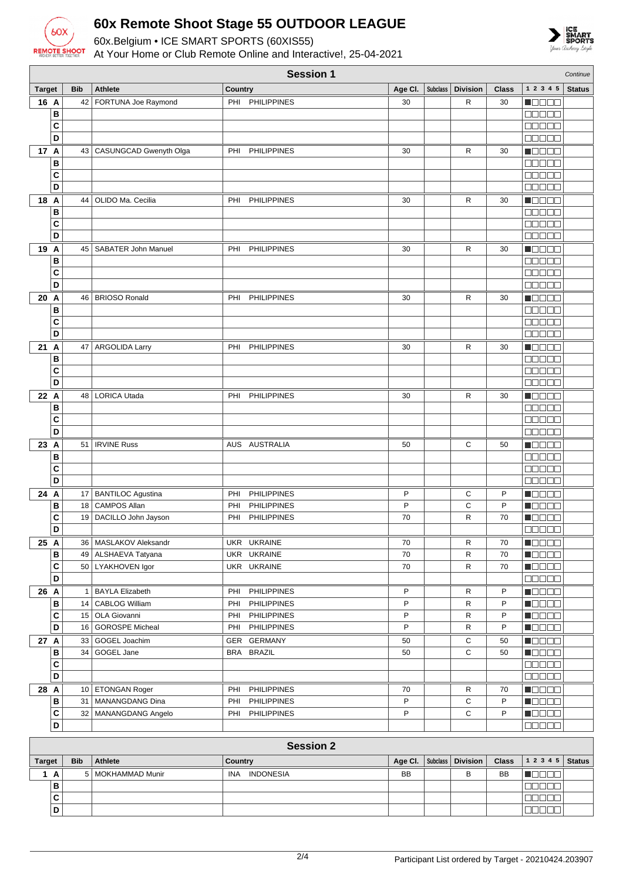# 60x Remote Shoot Stage 55 OUTDOOR LEAGUE

60x.Belgium • ICE SMART SPORTS (60XIS55)

At Your Home or Club Remote Online and Interactive!, 25-04-2021

## Session 1

*Continue*

| Target | | Bib | Athlete | Country | Age Cl. | Subclass | Division | Class | 1 2 3 4 5 | Status |
|---|---|---|---|---|---|---|---|---|---|---|
| 16 | A | 42 | FORTUNA Joe Raymond | PHI PHILIPPINES | 30 | | R | 30 | ■□□□□ | |
| | B | | | | | | | | □□□□□ | |
| | C | | | | | | | | □□□□□ | |
| | D | | | | | | | | □□□□□ | |
| 17 | A | 43 | CASUNGCAD Gwenyth Olga | PHI PHILIPPINES | 30 | | R | 30 | ■□□□□ | |
| | B | | | | | | | | □□□□□ | |
| | C | | | | | | | | □□□□□ | |
| | D | | | | | | | | □□□□□ | |
| 18 | A | 44 | OLIDO Ma. Cecilia | PHI PHILIPPINES | 30 | | R | 30 | ■□□□□ | |
| | B | | | | | | | | □□□□□ | |
| | C | | | | | | | | □□□□□ | |
| | D | | | | | | | | □□□□□ | |
| 19 | A | 45 | SABATER John Manuel | PHI PHILIPPINES | 30 | | R | 30 | ■□□□□ | |
| | B | | | | | | | | □□□□□ | |
| | C | | | | | | | | □□□□□ | |
| | D | | | | | | | | □□□□□ | |
| 20 | A | 46 | BRIOSO Ronald | PHI PHILIPPINES | 30 | | R | 30 | ■□□□□ | |
| | B | | | | | | | | □□□□□ | |
| | C | | | | | | | | □□□□□ | |
| | D | | | | | | | | □□□□□ | |
| 21 | A | 47 | ARGOLIDA Larry | PHI PHILIPPINES | 30 | | R | 30 | ■□□□□ | |
| | B | | | | | | | | □□□□□ | |
| | C | | | | | | | | □□□□□ | |
| | D | | | | | | | | □□□□□ | |
| 22 | A | 48 | LORICA Utada | PHI PHILIPPINES | 30 | | R | 30 | ■□□□□ | |
| | B | | | | | | | | □□□□□ | |
| | C | | | | | | | | □□□□□ | |
| | D | | | | | | | | □□□□□ | |
| 23 | A | 51 | IRVINE Russ | AUS AUSTRALIA | 50 | | C | 50 | ■□□□□ | |
| | B | | | | | | | | □□□□□ | |
| | C | | | | | | | | □□□□□ | |
| | D | | | | | | | | □□□□□ | |
| 24 | A | 17 | BANTILOC Agustina | PHI PHILIPPINES | P | | C | P | ■□□□□ | |
| | B | 18 | CAMPOS Allan | PHI PHILIPPINES | P | | C | P | ■□□□□ | |
| | C | 19 | DACILLO John Jayson | PHI PHILIPPINES | 70 | | R | 70 | ■□□□□ | |
| | D | | | | | | | | □□□□□ | |
| 25 | A | 36 | MASLAKOV Aleksandr | UKR UKRAINE | 70 | | R | 70 | ■□□□□ | |
| | B | 49 | ALSHAEVA Tatyana | UKR UKRAINE | 70 | | R | 70 | ■□□□□ | |
| | C | 50 | LYAKHOVEN Igor | UKR UKRAINE | 70 | | R | 70 | ■□□□□ | |
| | D | | | | | | | | □□□□□ | |
| 26 | A | 1 | BAYLA Elizabeth | PHI PHILIPPINES | P | | R | P | ■□□□□ | |
| | B | 14 | CABLOG William | PHI PHILIPPINES | P | | R | P | ■□□□□ | |
| | C | 15 | OLA Giovanni | PHI PHILIPPINES | P | | R | P | ■□□□□ | |
| | D | 16 | GOROSPE Micheal | PHI PHILIPPINES | P | | R | P | ■□□□□ | |
| 27 | A | 33 | GOGEL Joachim | GER GERMANY | 50 | | C | 50 | ■□□□□ | |
| | B | 34 | GOGEL Jane | BRA BRAZIL | 50 | | C | 50 | ■□□□□ | |
| | C | | | | | | | | □□□□□ | |
| | D | | | | | | | | □□□□□ | |
| 28 | A | 10 | ETONGAN Roger | PHI PHILIPPINES | 70 | | R | 70 | ■□□□□ | |
| | B | 31 | MANANGDANG Dina | PHI PHILIPPINES | P | | C | P | ■□□□□ | |
| | C | 32 | MANANGDANG Angelo | PHI PHILIPPINES | P | | C | P | ■□□□□ | |
| | D | | | | | | | | □□□□□ | |

## Session 2

| Target | | Bib | Athlete | Country | Age Cl. | Subclass | Division | Class | 1 2 3 4 5 | Status |
|---|---|---|---|---|---|---|---|---|---|---|
| 1 | A | 5 | MOKHAMMAD Munir | INA INDONESIA | BB | | B | BB | ■□□□□ | |
| | B | | | | | | | | □□□□□ | |
| | C | | | | | | | | □□□□□ | |
| | D | | | | | | | | □□□□□ | |

Participant List ordered by Target - 20210424.203907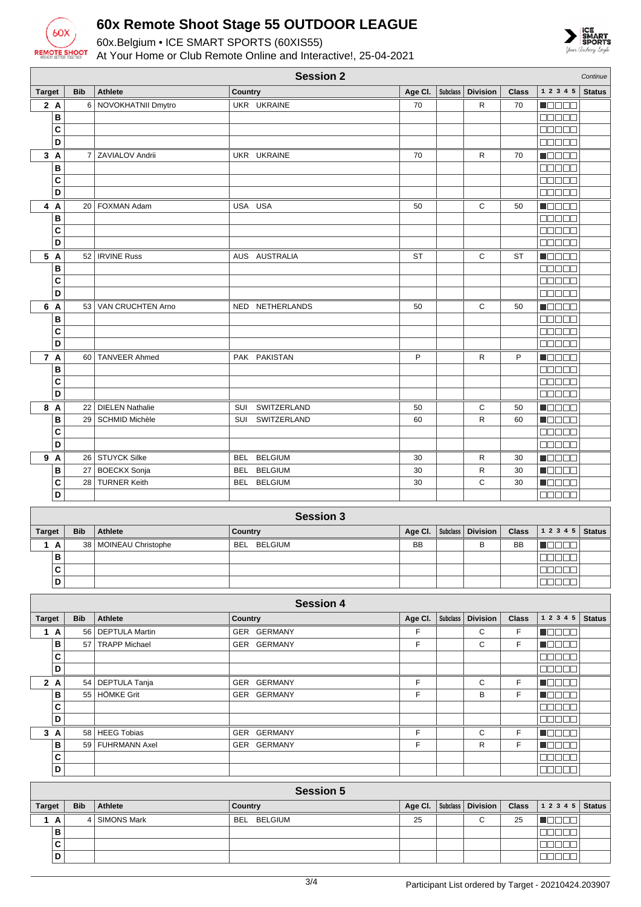# 60x Remote Shoot Stage 55 OUTDOOR LEAGUE

60x.Belgium • ICE SMART SPORTS (60XIS55)

At Your Home or Club Remote Online and Interactive!, 25-04-2021

## Session 2

*Continue*

| Target | Bib | Athlete | Country | Age Cl. | Subclass | Division | Class | 1 2 3 4 5 | Status |
|---|---|---|---|---|---|---|---|---|---|
| 2 A | 6 | NOVOKHATNII Dmytro | UKR UKRAINE | 70 | | R | 70 | | |
| B | | | | | | | | | |
| C | | | | | | | | | |
| D | | | | | | | | | |
| 3 A | 7 | ZAVIALOV Andrii | UKR UKRAINE | 70 | | R | 70 | | |
| B | | | | | | | | | |
| C | | | | | | | | | |
| D | | | | | | | | | |
| 4 A | 20 | FOXMAN Adam | USA USA | 50 | | C | 50 | | |
| B | | | | | | | | | |
| C | | | | | | | | | |
| D | | | | | | | | | |
| 5 A | 52 | IRVINE Russ | AUS AUSTRALIA | ST | | C | ST | | |
| B | | | | | | | | | |
| C | | | | | | | | | |
| D | | | | | | | | | |
| 6 A | 53 | VAN CRUCHTEN Arno | NED NETHERLANDS | 50 | | C | 50 | | |
| B | | | | | | | | | |
| C | | | | | | | | | |
| D | | | | | | | | | |
| 7 A | 60 | TANVEER Ahmed | PAK PAKISTAN | P | | R | P | | |
| B | | | | | | | | | |
| C | | | | | | | | | |
| D | | | | | | | | | |
| 8 A | 22 | DIELEN Nathalie | SUI SWITZERLAND | 50 | | C | 50 | | |
| B | 29 | SCHMID Michèle | SUI SWITZERLAND | 60 | | R | 60 | | |
| C | | | | | | | | | |
| D | | | | | | | | | |
| 9 A | 26 | STUYCK Silke | BEL BELGIUM | 30 | | R | 30 | | |
| B | 27 | BOECKX Sonja | BEL BELGIUM | 30 | | R | 30 | | |
| C | 28 | TURNER Keith | BEL BELGIUM | 30 | | C | 30 | | |
| D | | | | | | | | | |

## Session 3

| Target | Bib | Athlete | Country | Age Cl. | Subclass | Division | Class | 1 2 3 4 5 | Status |
|---|---|---|---|---|---|---|---|---|---|
| 1 A | 38 | MOINEAU Christophe | BEL BELGIUM | BB | | B | BB | | |
| B | | | | | | | | | |
| C | | | | | | | | | |
| D | | | | | | | | | |

## Session 4

| Target | Bib | Athlete | Country | Age Cl. | Subclass | Division | Class | 1 2 3 4 5 | Status |
|---|---|---|---|---|---|---|---|---|---|
| 1 A | 56 | DEPTULA Martin | GER GERMANY | F | | C | F | | |
| B | 57 | TRAPP Michael | GER GERMANY | F | | C | F | | |
| C | | | | | | | | | |
| D | | | | | | | | | |
| 2 A | 54 | DEPTULA Tanja | GER GERMANY | F | | C | F | | |
| B | 55 | HÖMKE Grit | GER GERMANY | F | | B | F | | |
| C | | | | | | | | | |
| D | | | | | | | | | |
| 3 A | 58 | HEEG Tobias | GER GERMANY | F | | C | F | | |
| B | 59 | FUHRMANN Axel | GER GERMANY | F | | R | F | | |
| C | | | | | | | | | |
| D | | | | | | | | | |

## Session 5

| Target | Bib | Athlete | Country | Age Cl. | Subclass | Division | Class | 1 2 3 4 5 | Status |
|---|---|---|---|---|---|---|---|---|---|
| 1 A | 4 | SIMONS Mark | BEL BELGIUM | 25 | | C | 25 | | |
| B | | | | | | | | | |
| C | | | | | | | | | |
| D | | | | | | | | | |

Participant List ordered by Target - 20210424.203907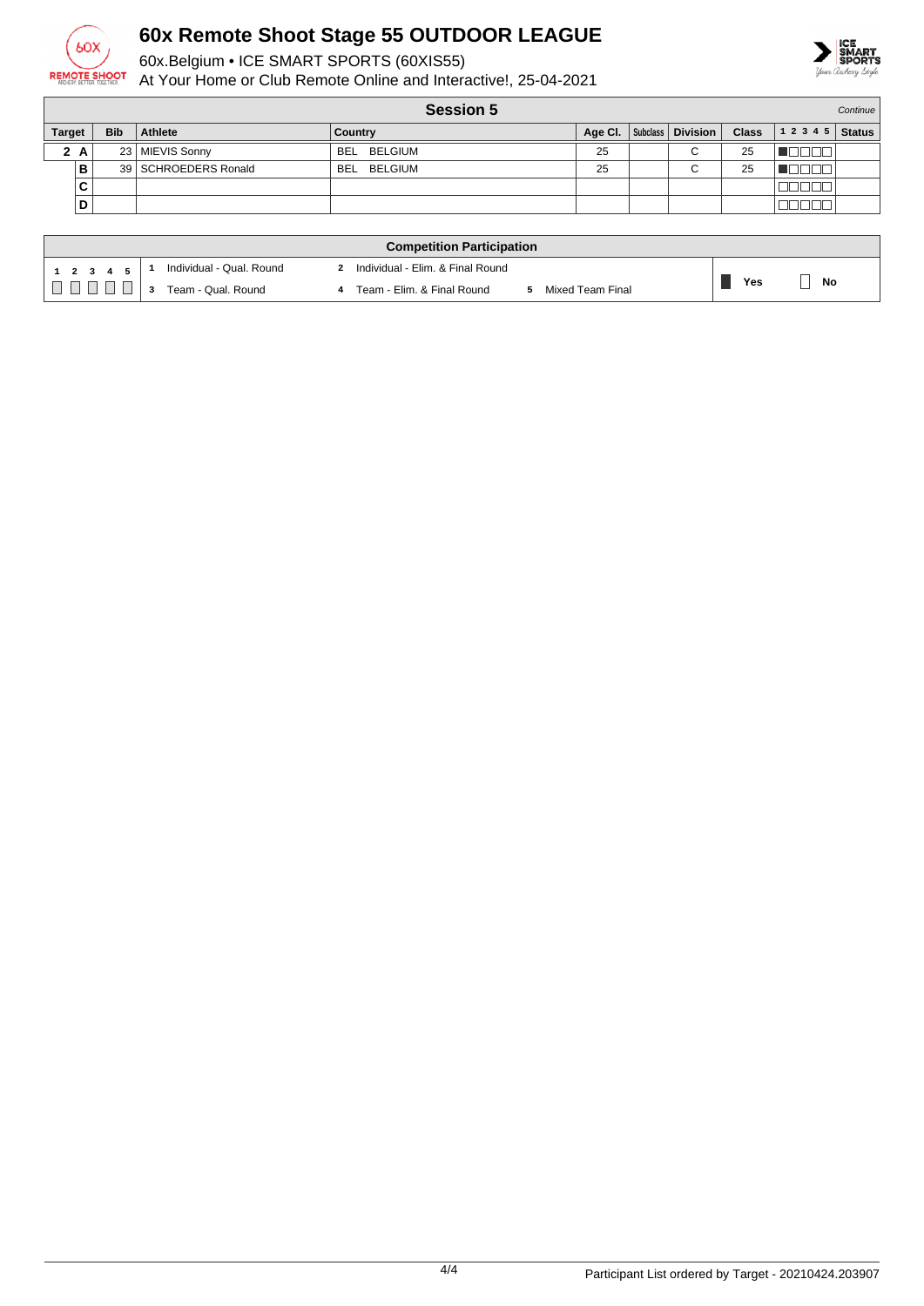# 60x Remote Shoot Stage 55 OUTDOOR LEAGUE

60x.Belgium • ICE SMART SPORTS (60XIS55)

At Your Home or Club Remote Online and Interactive!, 25-04-2021

## Session 5

*Continue*

| Target | | Bib | Athlete | Country | Age Cl. | Subclass | Division | Class | 1 2 3 4 5 | Status |
|---|---|---|---|---|---|---|---|---|---|---|
| 2 | A | 23 | MIEVIS Sonny | BEL BELGIUM | 25 | | C | 25 | ■□□□□ | |
| | B | 39 | SCHROEDERS Ronald | BEL BELGIUM | 25 | | C | 25 | ■□□□□ | |
| | C | | | | | | | | □□□□□ | |
| | D | | | | | | | | □□□□□ | |

| Competition Participation | | | | |
|---|---|---|---|---|
| 1 2 3 4 5 | 1 Individual - Qual. Round | 2 Individual - Elim. & Final Round | | ■ Yes |
| □ □ □ □ □ | 3 Team - Qual. Round | 4 Team - Elim. & Final Round | 5 Mixed Team Final | □ No |

Participant List ordered by Target - 20210424.203907